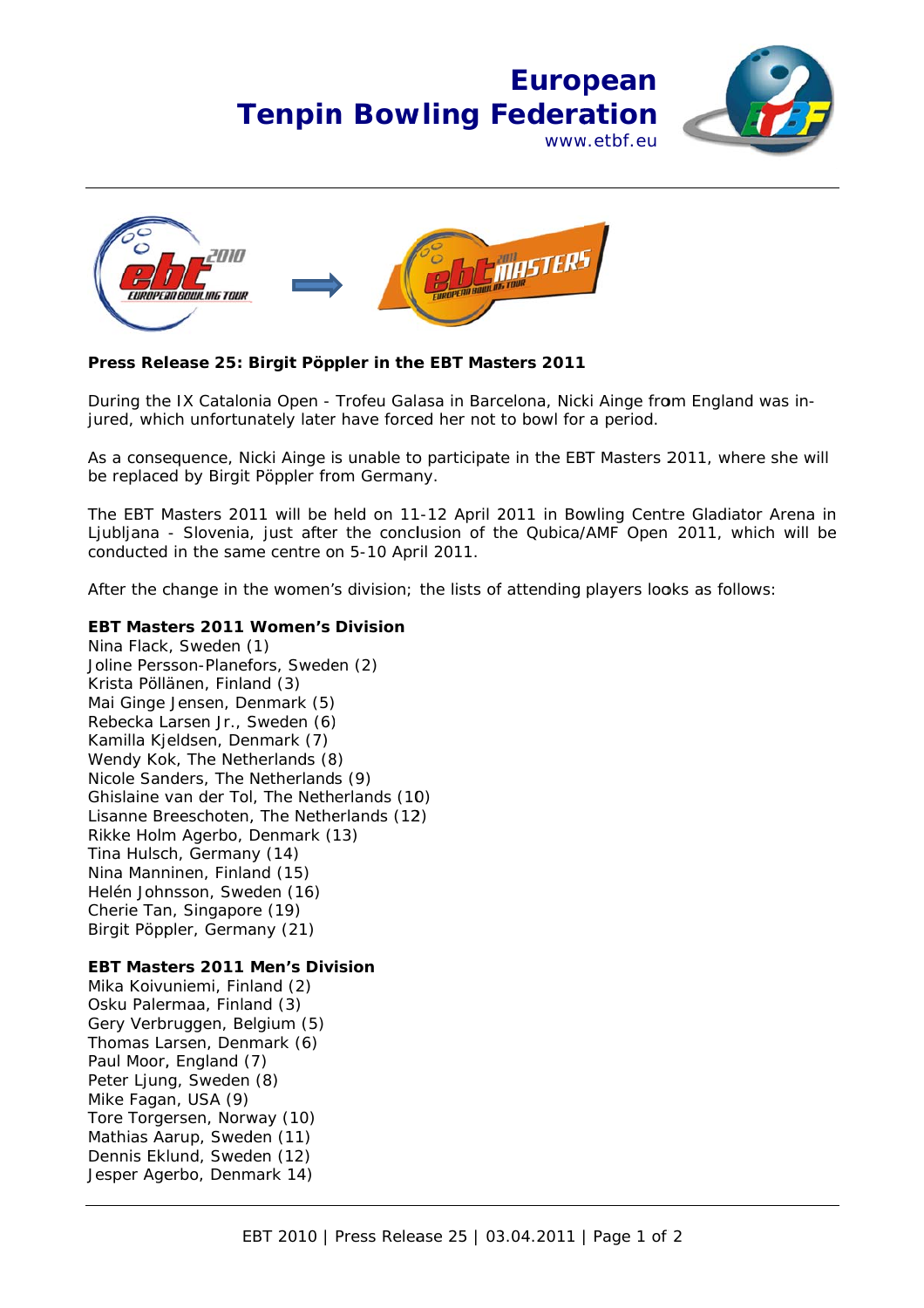# European Tenpin Bowling Federation

www.etbf.eu

**Press Release 25: Birgit Pöppler in the EBT Masters 2011**

During the IX Catalonia Open - Trofeu Galasa in Barcelona, Nicki Ainge from England was injured, which unfortunately later have forced her not to bowl for a period.

As a consequence, Nicki Ainge is unable to participate in the EBT Masters 2011, where she will be replaced by Birgit Pöppler from Germany.

The EBT Masters 2011 will be held on 11-12 April 2011 in Bowling Centre Gladiator Arena in Ljubljana - Slovenia, just after the conclusion of the Qubica/AMF Open 2011, which will be conducted in the same centre on 5-10 April 2011.

After the change in the women's division; the lists of attending players looks as follows:

**EBT Masters 2011 Women's Division**
Nina Flack, Sweden (1)
Joline Persson-Planefors, Sweden (2)
Krista Pöllänen, Finland (3)
Mai Ginge Jensen, Denmark (5)
Rebecka Larsen Jr., Sweden (6)
Kamilla Kjeldsen, Denmark (7)
Wendy Kok, The Netherlands (8)
Nicole Sanders, The Netherlands (9)
Ghislaine van der Tol, The Netherlands (10)
Lisanne Breeschoten, The Netherlands (12)
Rikke Holm Agerbo, Denmark (13)
Tina Hulsch, Germany (14)
Nina Manninen, Finland (15)
Helén Johnsson, Sweden (16)
Cherie Tan, Singapore (19)
Birgit Pöppler, Germany (21)

**EBT Masters 2011 Men's Division**
Mika Koivuniemi, Finland (2)
Osku Palermaa, Finland (3)
Gery Verbruggen, Belgium (5)
Thomas Larsen, Denmark (6)
Paul Moor, England (7)
Peter Ljung, Sweden (8)
Mike Fagan, USA (9)
Tore Torgersen, Norway (10)
Mathias Aarup, Sweden (11)
Dennis Eklund, Sweden (12)
Jesper Agerbo, Denmark 14)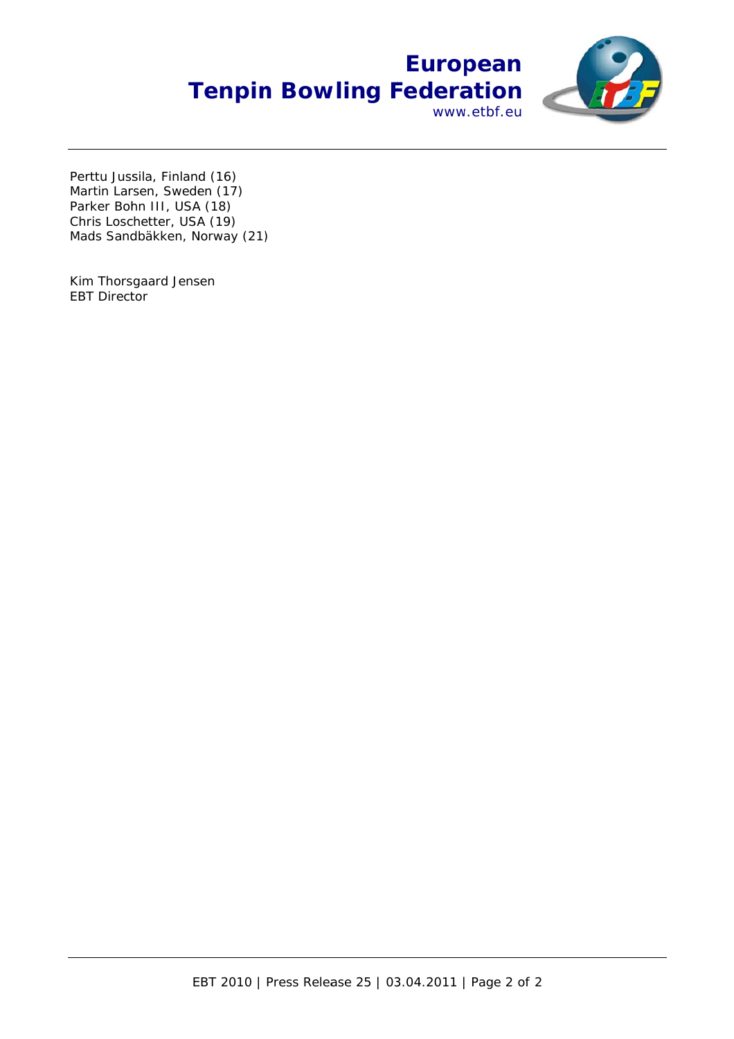Perttu Jussila, Finland (16)
Martin Larsen, Sweden (17)
Parker Bohn III, USA (18)
Chris Loschetter, USA (19)
Mads Sandbäkken, Norway (21)

Kim Thorsgaard Jensen
EBT Director